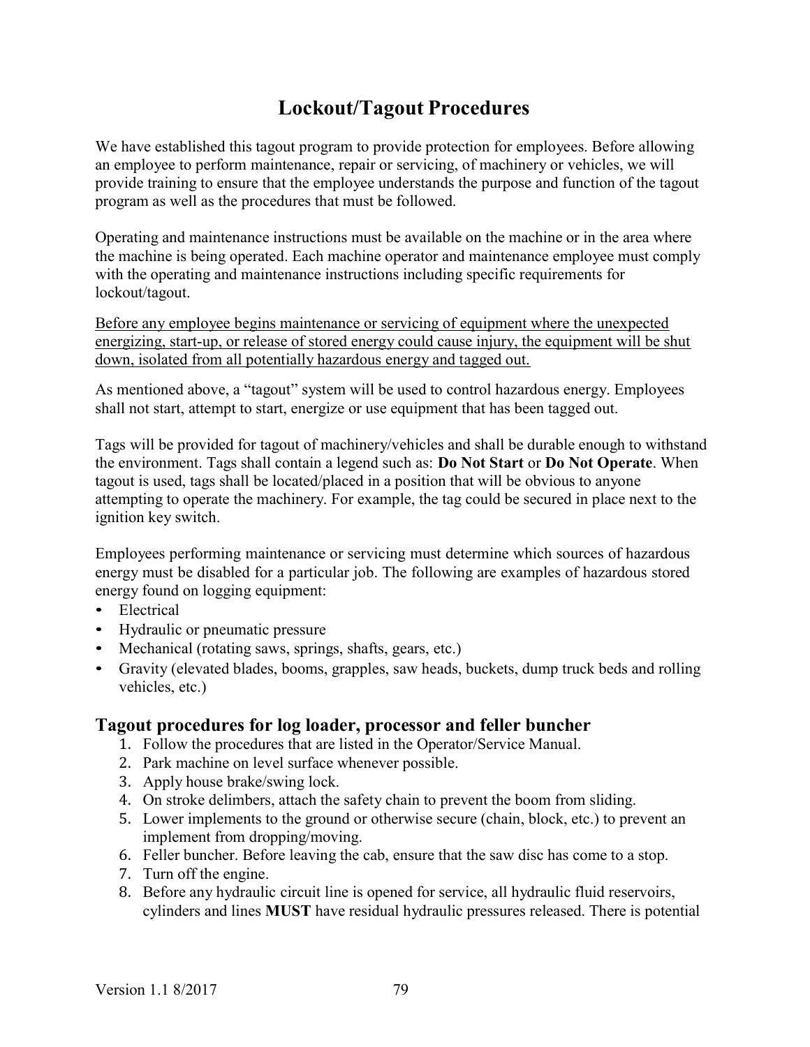# Lockout/Tagout Procedures

We have established this tagout program to provide protection for employees. Before allowing an employee to perform maintenance, repair or servicing, of machinery or vehicles, we will provide training to ensure that the employee understands the purpose and function of the tagout program as well as the procedures that must be followed.

Operating and maintenance instructions must be available on the machine or in the area where the machine is being operated. Each machine operator and maintenance employee must comply with the operating and maintenance instructions including specific requirements for lockout/tagout.

<u>Before any employee begins maintenance or servicing of equipment where the unexpected energizing, start-up, or release of stored energy could cause injury, the equipment will be shut down, isolated from all potentially hazardous energy and tagged out.</u>

As mentioned above, a "tagout" system will be used to control hazardous energy. Employees shall not start, attempt to start, energize or use equipment that has been tagged out.

Tags will be provided for tagout of machinery/vehicles and shall be durable enough to withstand the environment. Tags shall contain a legend such as: **Do Not Start** or **Do Not Operate**. When tagout is used, tags shall be located/placed in a position that will be obvious to anyone attempting to operate the machinery. For example, the tag could be secured in place next to the ignition key switch.

Employees performing maintenance or servicing must determine which sources of hazardous energy must be disabled for a particular job. The following are examples of hazardous stored energy found on logging equipment:

- Electrical
- Hydraulic or pneumatic pressure
- Mechanical (rotating saws, springs, shafts, gears, etc.)
- Gravity (elevated blades, booms, grapples, saw heads, buckets, dump truck beds and rolling vehicles, etc.)

## Tagout procedures for log loader, processor and feller buncher

1. Follow the procedures that are listed in the Operator/Service Manual.
2. Park machine on level surface whenever possible.
3. Apply house brake/swing lock.
4. On stroke delimbers, attach the safety chain to prevent the boom from sliding.
5. Lower implements to the ground or otherwise secure (chain, block, etc.) to prevent an implement from dropping/moving.
6. Feller buncher. Before leaving the cab, ensure that the saw disc has come to a stop.
7. Turn off the engine.
8. Before any hydraulic circuit line is opened for service, all hydraulic fluid reservoirs, cylinders and lines **MUST** have residual hydraulic pressures released. There is potential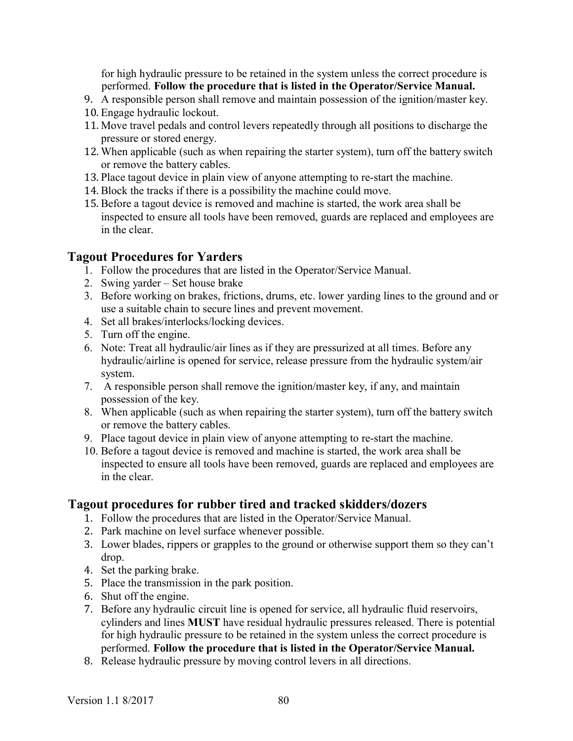for high hydraulic pressure to be retained in the system unless the correct procedure is performed. **Follow the procedure that is listed in the Operator/Service Manual.**

9. A responsible person shall remove and maintain possession of the ignition/master key.
10. Engage hydraulic lockout.
11. Move travel pedals and control levers repeatedly through all positions to discharge the pressure or stored energy.
12. When applicable (such as when repairing the starter system), turn off the battery switch or remove the battery cables.
13. Place tagout device in plain view of anyone attempting to re-start the machine.
14. Block the tracks if there is a possibility the machine could move.
15. Before a tagout device is removed and machine is started, the work area shall be inspected to ensure all tools have been removed, guards are replaced and employees are in the clear.

## Tagout Procedures for Yarders

1. Follow the procedures that are listed in the Operator/Service Manual.
2. Swing yarder – Set house brake
3. Before working on brakes, frictions, drums, etc. lower yarding lines to the ground and or use a suitable chain to secure lines and prevent movement.
4. Set all brakes/interlocks/locking devices.
5. Turn off the engine.
6. Note: Treat all hydraulic/air lines as if they are pressurized at all times. Before any hydraulic/airline is opened for service, release pressure from the hydraulic system/air system.
7. A responsible person shall remove the ignition/master key, if any, and maintain possession of the key.
8. When applicable (such as when repairing the starter system), turn off the battery switch or remove the battery cables.
9. Place tagout device in plain view of anyone attempting to re-start the machine.
10. Before a tagout device is removed and machine is started, the work area shall be inspected to ensure all tools have been removed, guards are replaced and employees are in the clear.

## Tagout procedures for rubber tired and tracked skidders/dozers

1. Follow the procedures that are listed in the Operator/Service Manual.
2. Park machine on level surface whenever possible.
3. Lower blades, rippers or grapples to the ground or otherwise support them so they can't drop.
4. Set the parking brake.
5. Place the transmission in the park position.
6. Shut off the engine.
7. Before any hydraulic circuit line is opened for service, all hydraulic fluid reservoirs, cylinders and lines **MUST** have residual hydraulic pressures released. There is potential for high hydraulic pressure to be retained in the system unless the correct procedure is performed. **Follow the procedure that is listed in the Operator/Service Manual.**
8. Release hydraulic pressure by moving control levers in all directions.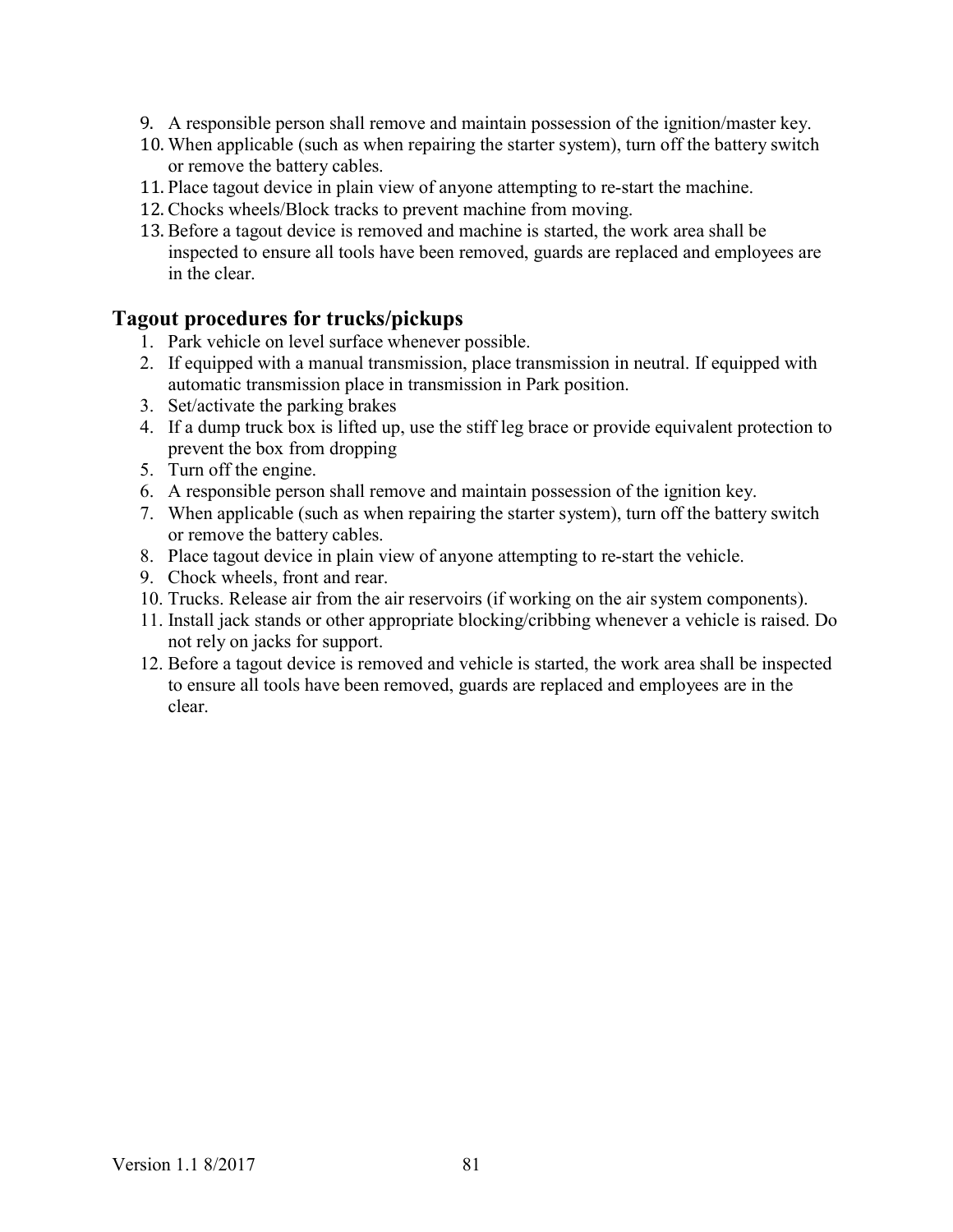9. A responsible person shall remove and maintain possession of the ignition/master key.
10. When applicable (such as when repairing the starter system), turn off the battery switch or remove the battery cables.
11. Place tagout device in plain view of anyone attempting to re-start the machine.
12. Chocks wheels/Block tracks to prevent machine from moving.
13. Before a tagout device is removed and machine is started, the work area shall be inspected to ensure all tools have been removed, guards are replaced and employees are in the clear.

## Tagout procedures for trucks/pickups

1. Park vehicle on level surface whenever possible.
2. If equipped with a manual transmission, place transmission in neutral. If equipped with automatic transmission place in transmission in Park position.
3. Set/activate the parking brakes
4. If a dump truck box is lifted up, use the stiff leg brace or provide equivalent protection to prevent the box from dropping
5. Turn off the engine.
6. A responsible person shall remove and maintain possession of the ignition key.
7. When applicable (such as when repairing the starter system), turn off the battery switch or remove the battery cables.
8. Place tagout device in plain view of anyone attempting to re-start the vehicle.
9. Chock wheels, front and rear.
10. Trucks. Release air from the air reservoirs (if working on the air system components).
11. Install jack stands or other appropriate blocking/cribbing whenever a vehicle is raised. Do not rely on jacks for support.
12. Before a tagout device is removed and vehicle is started, the work area shall be inspected to ensure all tools have been removed, guards are replaced and employees are in the clear.